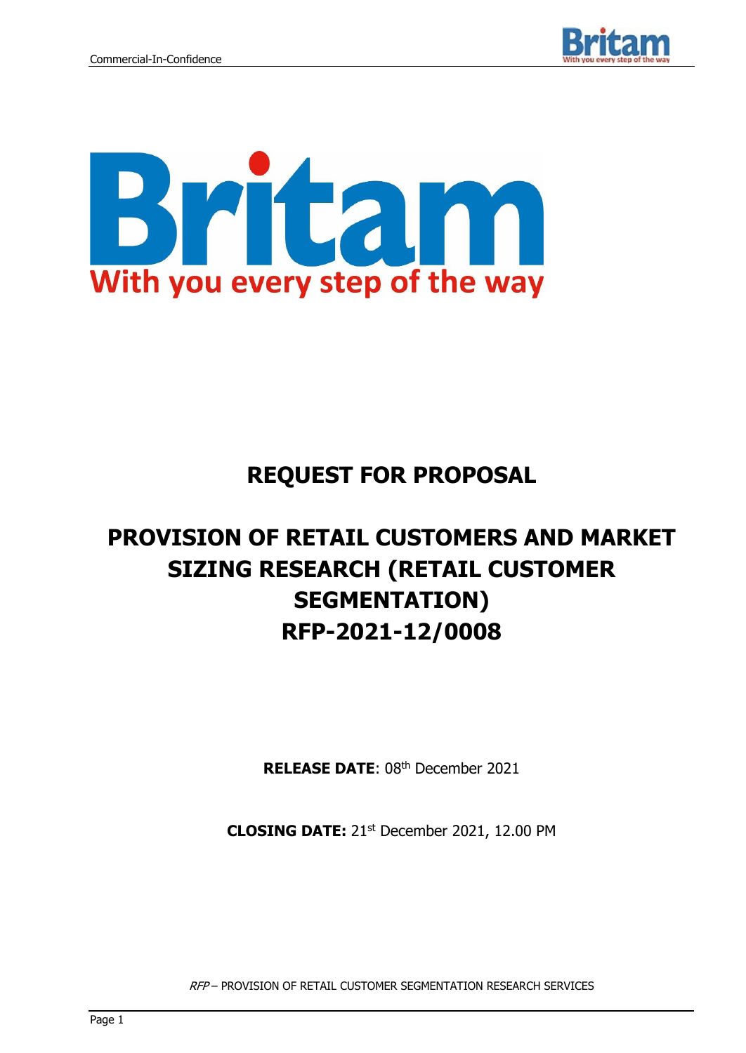Britam

With you every step of the way

# REQUEST FOR PROPOSAL

# PROVISION OF RETAIL CUSTOMERS AND MARKET SIZING RESEARCH (RETAIL CUSTOMER SEGMENTATION) RFP-2021-12/0008

**RELEASE DATE**: 08th December 2021

**CLOSING DATE:** 21st December 2021, 12.00 PM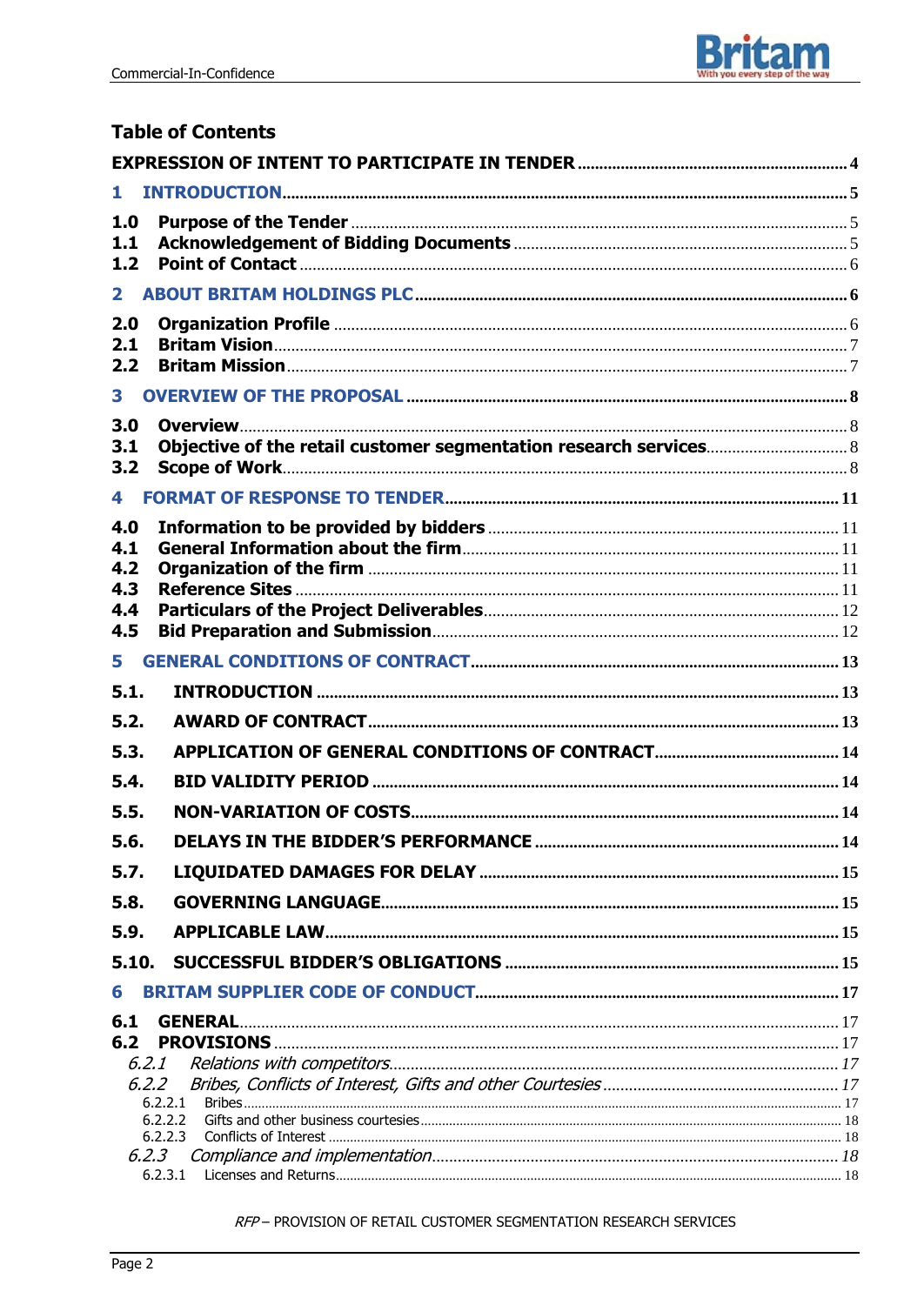## Table of Contents

EXPRESSION OF INTENT TO PARTICIPATE IN TENDER ..... 4

1 INTRODUCTION ..... 5

- 1.0 Purpose of the Tender ..... 5
- 1.1 Acknowledgement of Bidding Documents ..... 5
- 1.2 Point of Contact ..... 6

2 ABOUT BRITAM HOLDINGS PLC ..... 6

- 2.0 Organization Profile ..... 6
- 2.1 Britam Vision ..... 7
- 2.2 Britam Mission ..... 7

3 OVERVIEW OF THE PROPOSAL ..... 8

- 3.0 Overview ..... 8
- 3.1 Objective of the retail customer segmentation research services ..... 8
- 3.2 Scope of Work ..... 8

4 FORMAT OF RESPONSE TO TENDER ..... 11

- 4.0 Information to be provided by bidders ..... 11
- 4.1 General Information about the firm ..... 11
- 4.2 Organization of the firm ..... 11
- 4.3 Reference Sites ..... 11
- 4.4 Particulars of the Project Deliverables ..... 12
- 4.5 Bid Preparation and Submission ..... 12

5 GENERAL CONDITIONS OF CONTRACT ..... 13

- 5.1. INTRODUCTION ..... 13
- 5.2. AWARD OF CONTRACT ..... 13
- 5.3. APPLICATION OF GENERAL CONDITIONS OF CONTRACT ..... 14
- 5.4. BID VALIDITY PERIOD ..... 14
- 5.5. NON-VARIATION OF COSTS ..... 14
- 5.6. DELAYS IN THE BIDDER'S PERFORMANCE ..... 14
- 5.7. LIQUIDATED DAMAGES FOR DELAY ..... 15
- 5.8. GOVERNING LANGUAGE ..... 15
- 5.9. APPLICABLE LAW ..... 15
- 5.10. SUCCESSFUL BIDDER'S OBLIGATIONS ..... 15

6 BRITAM SUPPLIER CODE OF CONDUCT ..... 17

- 6.1 GENERAL ..... 17
- 6.2 PROVISIONS ..... 17
  - *6.2.1 Relations with competitors ..... 17*
  - *6.2.2 Bribes, Conflicts of Interest, Gifts and other Courtesies ..... 17*
    - 6.2.2.1 Bribes ..... 17
    - 6.2.2.2 Gifts and other business courtesies ..... 18
    - 6.2.2.3 Conflicts of Interest ..... 18
  - *6.2.3 Compliance and implementation ..... 18*
    - 6.2.3.1 Licenses and Returns ..... 18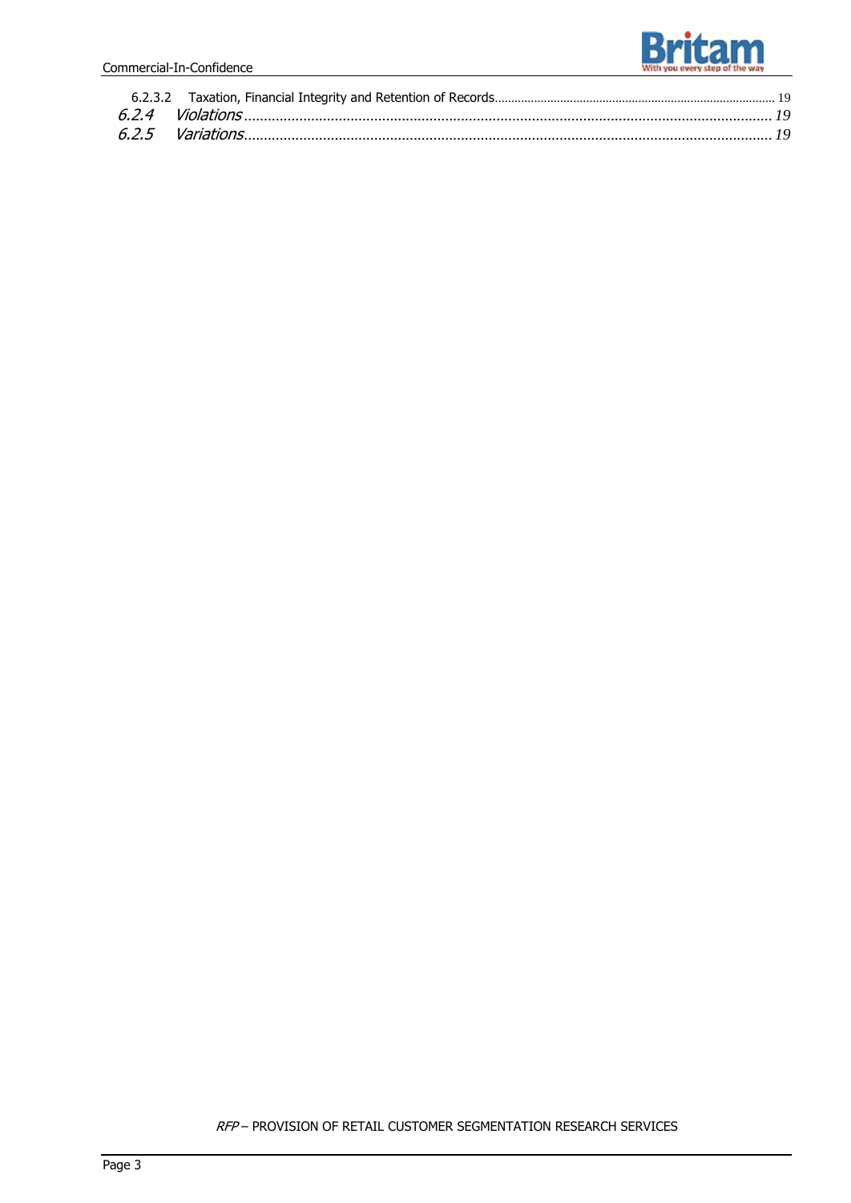6.2.3.2 Taxation, Financial Integrity and Retention of Records ........ 19

*6.2.4 Violations ........ 19*

*6.2.5 Variations ........ 19*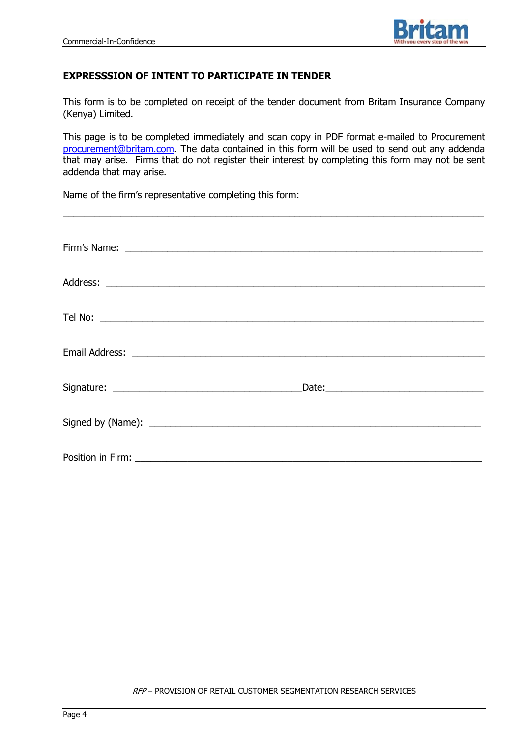**EXPRESSSION OF INTENT TO PARTICIPATE IN TENDER**

This form is to be completed on receipt of the tender document from Britam Insurance Company (Kenya) Limited.

This page is to be completed immediately and scan copy in PDF format e-mailed to Procurement procurement@britam.com. The data contained in this form will be used to send out any addenda that may arise. Firms that do not register their interest by completing this form may not be sent addenda that may arise.

Name of the firm's representative completing this form:

\_\_\_\_\_\_\_\_\_\_\_\_\_\_\_\_\_\_\_\_\_\_\_\_\_\_\_\_\_\_\_\_\_\_\_\_\_\_\_\_\_\_\_\_\_\_\_\_\_\_\_\_\_\_\_\_\_\_\_\_\_\_\_\_\_\_\_\_\_\_

Firm's Name: \_\_\_\_\_\_\_\_\_\_\_\_\_\_\_\_\_\_\_\_\_\_\_\_\_\_\_\_\_\_\_\_\_\_\_\_\_\_\_\_\_\_\_\_\_\_\_\_\_\_\_\_\_\_\_\_\_\_\_\_

Address: \_\_\_\_\_\_\_\_\_\_\_\_\_\_\_\_\_\_\_\_\_\_\_\_\_\_\_\_\_\_\_\_\_\_\_\_\_\_\_\_\_\_\_\_\_\_\_\_\_\_\_\_\_\_\_\_\_\_\_\_\_\_\_

Tel No: \_\_\_\_\_\_\_\_\_\_\_\_\_\_\_\_\_\_\_\_\_\_\_\_\_\_\_\_\_\_\_\_\_\_\_\_\_\_\_\_\_\_\_\_\_\_\_\_\_\_\_\_\_\_\_\_\_\_\_\_\_\_\_\_\_

Email Address: \_\_\_\_\_\_\_\_\_\_\_\_\_\_\_\_\_\_\_\_\_\_\_\_\_\_\_\_\_\_\_\_\_\_\_\_\_\_\_\_\_\_\_\_\_\_\_\_\_\_\_\_\_\_\_\_\_\_\_

Signature: \_\_\_\_\_\_\_\_\_\_\_\_\_\_\_\_\_\_\_\_\_\_\_\_\_\_\_\_\_\_\_\_Date:\_\_\_\_\_\_\_\_\_\_\_\_\_\_\_\_\_\_\_\_\_\_\_\_\_\_

Signed by (Name): \_\_\_\_\_\_\_\_\_\_\_\_\_\_\_\_\_\_\_\_\_\_\_\_\_\_\_\_\_\_\_\_\_\_\_\_\_\_\_\_\_\_\_\_\_\_\_\_\_\_\_\_\_\_\_\_

Position in Firm: \_\_\_\_\_\_\_\_\_\_\_\_\_\_\_\_\_\_\_\_\_\_\_\_\_\_\_\_\_\_\_\_\_\_\_\_\_\_\_\_\_\_\_\_\_\_\_\_\_\_\_\_\_\_\_\_\_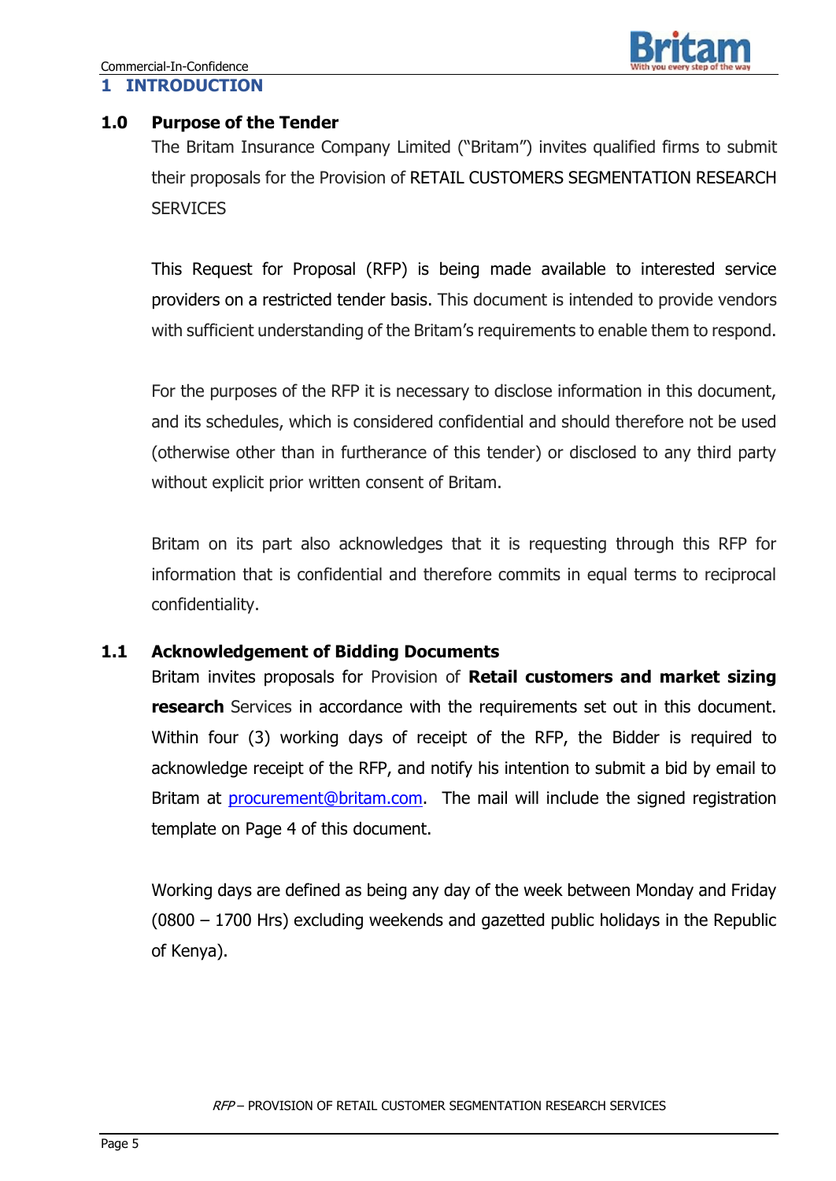# 1 INTRODUCTION

## 1.0 Purpose of the Tender

The Britam Insurance Company Limited ("Britam") invites qualified firms to submit their proposals for the Provision of RETAIL CUSTOMERS SEGMENTATION RESEARCH SERVICES

This Request for Proposal (RFP) is being made available to interested service providers on a restricted tender basis. This document is intended to provide vendors with sufficient understanding of the Britam's requirements to enable them to respond.

For the purposes of the RFP it is necessary to disclose information in this document, and its schedules, which is considered confidential and should therefore not be used (otherwise other than in furtherance of this tender) or disclosed to any third party without explicit prior written consent of Britam.

Britam on its part also acknowledges that it is requesting through this RFP for information that is confidential and therefore commits in equal terms to reciprocal confidentiality.

## 1.1 Acknowledgement of Bidding Documents

Britam invites proposals for Provision of **Retail customers and market sizing research** Services in accordance with the requirements set out in this document. Within four (3) working days of receipt of the RFP, the Bidder is required to acknowledge receipt of the RFP, and notify his intention to submit a bid by email to Britam at procurement@britam.com. The mail will include the signed registration template on Page 4 of this document.

Working days are defined as being any day of the week between Monday and Friday (0800 – 1700 Hrs) excluding weekends and gazetted public holidays in the Republic of Kenya).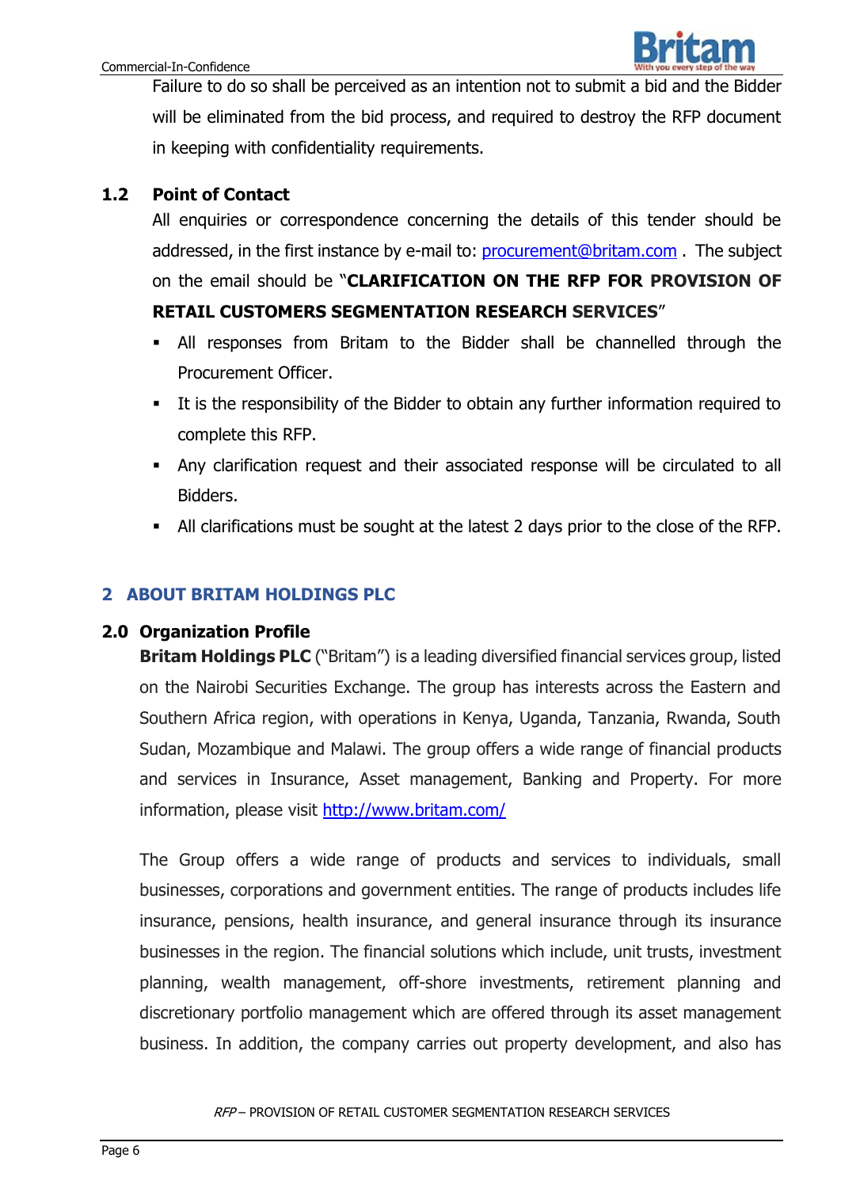Failure to do so shall be perceived as an intention not to submit a bid and the Bidder will be eliminated from the bid process, and required to destroy the RFP document in keeping with confidentiality requirements.

### 1.2 Point of Contact

All enquiries or correspondence concerning the details of this tender should be addressed, in the first instance by e-mail to: [procurement@britam.com](mailto:procurement@britam.com) . The subject on the email should be "**CLARIFICATION ON THE RFP FOR PROVISION OF RETAIL CUSTOMERS SEGMENTATION RESEARCH SERVICES**"

- All responses from Britam to the Bidder shall be channelled through the Procurement Officer.
- It is the responsibility of the Bidder to obtain any further information required to complete this RFP.
- Any clarification request and their associated response will be circulated to all Bidders.
- All clarifications must be sought at the latest 2 days prior to the close of the RFP.

## 2 ABOUT BRITAM HOLDINGS PLC

### 2.0 Organization Profile

**Britam Holdings PLC** ("Britam") is a leading diversified financial services group, listed on the Nairobi Securities Exchange. The group has interests across the Eastern and Southern Africa region, with operations in Kenya, Uganda, Tanzania, Rwanda, South Sudan, Mozambique and Malawi. The group offers a wide range of financial products and services in Insurance, Asset management, Banking and Property. For more information, please visit [http://www.britam.com/](http://www.britam.com/)

The Group offers a wide range of products and services to individuals, small businesses, corporations and government entities. The range of products includes life insurance, pensions, health insurance, and general insurance through its insurance businesses in the region. The financial solutions which include, unit trusts, investment planning, wealth management, off-shore investments, retirement planning and discretionary portfolio management which are offered through its asset management business. In addition, the company carries out property development, and also has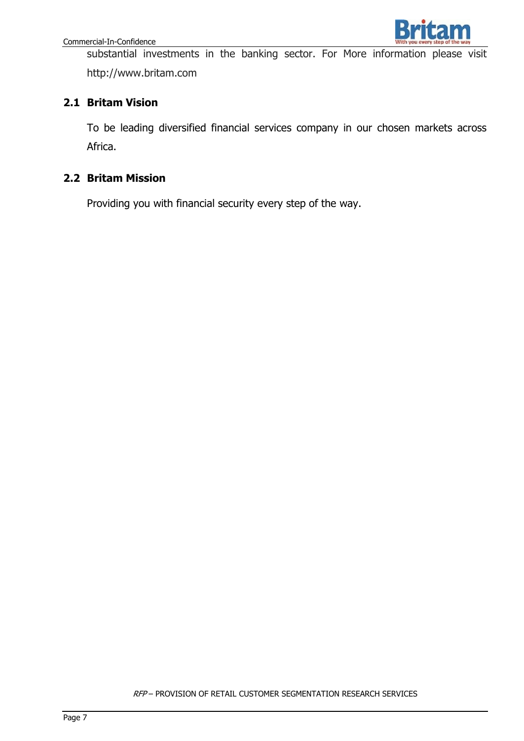substantial investments in the banking sector. For More information please visit http://www.britam.com

## 2.1 Britam Vision

To be leading diversified financial services company in our chosen markets across Africa.

## 2.2 Britam Mission

Providing you with financial security every step of the way.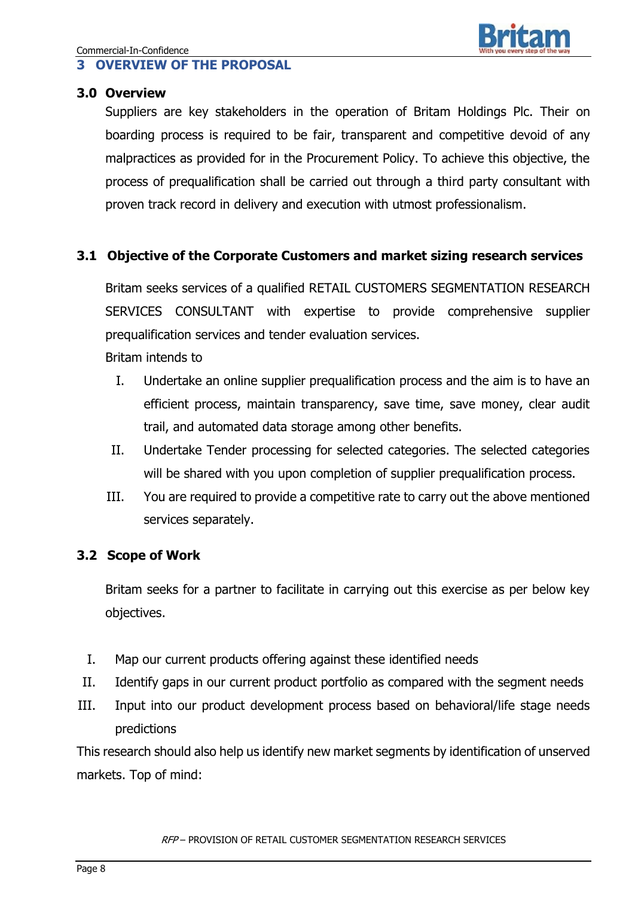# 3 OVERVIEW OF THE PROPOSAL

## 3.0 Overview

Suppliers are key stakeholders in the operation of Britam Holdings Plc. Their on boarding process is required to be fair, transparent and competitive devoid of any malpractices as provided for in the Procurement Policy. To achieve this objective, the process of prequalification shall be carried out through a third party consultant with proven track record in delivery and execution with utmost professionalism.

## 3.1 Objective of the Corporate Customers and market sizing research services

Britam seeks services of a qualified RETAIL CUSTOMERS SEGMENTATION RESEARCH SERVICES CONSULTANT with expertise to provide comprehensive supplier prequalification services and tender evaluation services.

Britam intends to

I. Undertake an online supplier prequalification process and the aim is to have an efficient process, maintain transparency, save time, save money, clear audit trail, and automated data storage among other benefits.

II. Undertake Tender processing for selected categories. The selected categories will be shared with you upon completion of supplier prequalification process.

III. You are required to provide a competitive rate to carry out the above mentioned services separately.

## 3.2 Scope of Work

Britam seeks for a partner to facilitate in carrying out this exercise as per below key objectives.

I. Map our current products offering against these identified needs

II. Identify gaps in our current product portfolio as compared with the segment needs

III. Input into our product development process based on behavioral/life stage needs predictions

This research should also help us identify new market segments by identification of unserved markets. Top of mind: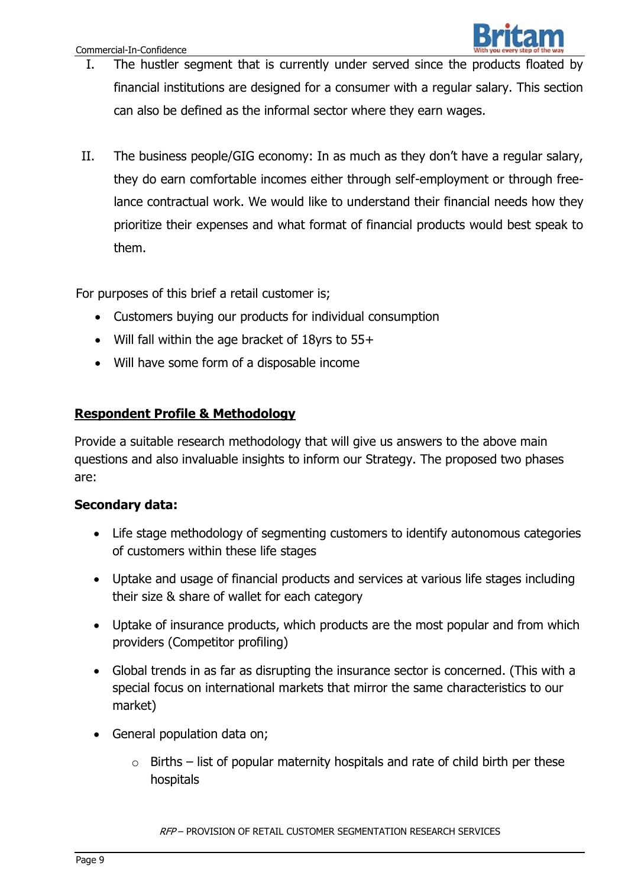I. The hustler segment that is currently under served since the products floated by financial institutions are designed for a consumer with a regular salary. This section can also be defined as the informal sector where they earn wages.

II. The business people/GIG economy: In as much as they don't have a regular salary, they do earn comfortable incomes either through self-employment or through free-lance contractual work. We would like to understand their financial needs how they prioritize their expenses and what format of financial products would best speak to them.

For purposes of this brief a retail customer is;

- Customers buying our products for individual consumption
- Will fall within the age bracket of 18yrs to 55+
- Will have some form of a disposable income

## Respondent Profile & Methodology

Provide a suitable research methodology that will give us answers to the above main questions and also invaluable insights to inform our Strategy. The proposed two phases are:

**Secondary data:**

- Life stage methodology of segmenting customers to identify autonomous categories of customers within these life stages
- Uptake and usage of financial products and services at various life stages including their size & share of wallet for each category
- Uptake of insurance products, which products are the most popular and from which providers (Competitor profiling)
- Global trends in as far as disrupting the insurance sector is concerned. (This with a special focus on international markets that mirror the same characteristics to our market)
- General population data on;
  - Births – list of popular maternity hospitals and rate of child birth per these hospitals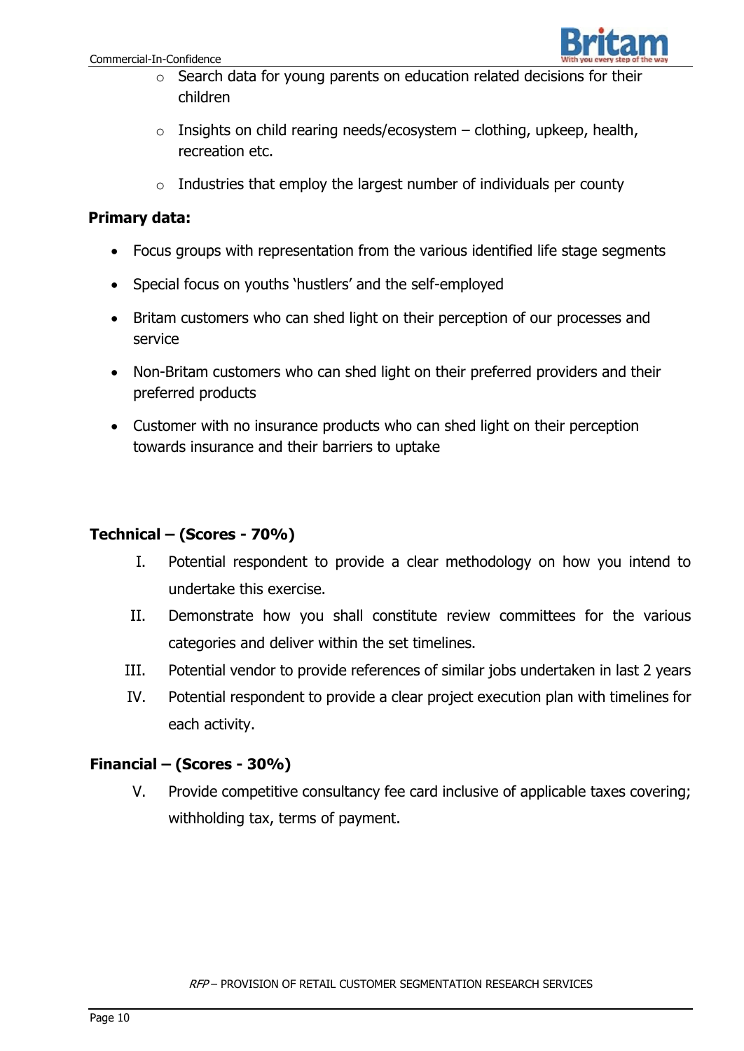- Search data for young parents on education related decisions for their children
  - Insights on child rearing needs/ecosystem – clothing, upkeep, health, recreation etc.
  - Industries that employ the largest number of individuals per county

**Primary data:**

- Focus groups with representation from the various identified life stage segments
- Special focus on youths 'hustlers' and the self-employed
- Britam customers who can shed light on their perception of our processes and service
- Non-Britam customers who can shed light on their preferred providers and their preferred products
- Customer with no insurance products who can shed light on their perception towards insurance and their barriers to uptake

**Technical – (Scores - 70%)**

I. Potential respondent to provide a clear methodology on how you intend to undertake this exercise.

II. Demonstrate how you shall constitute review committees for the various categories and deliver within the set timelines.

III. Potential vendor to provide references of similar jobs undertaken in last 2 years

IV. Potential respondent to provide a clear project execution plan with timelines for each activity.

**Financial – (Scores - 30%)**

V. Provide competitive consultancy fee card inclusive of applicable taxes covering; withholding tax, terms of payment.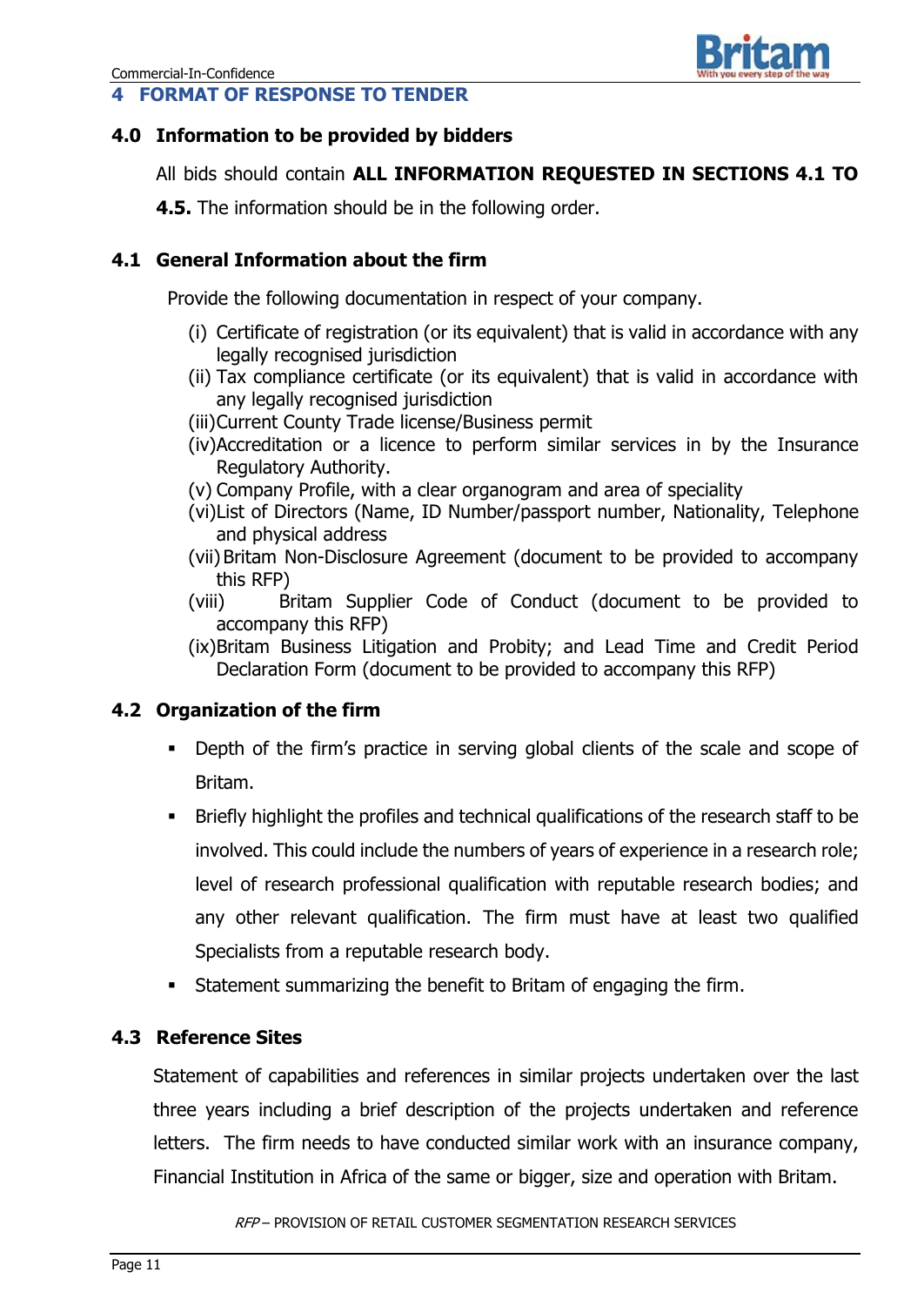# 4 FORMAT OF RESPONSE TO TENDER

## 4.0 Information to be provided by bidders

All bids should contain **ALL INFORMATION REQUESTED IN SECTIONS 4.1 TO 4.5.** The information should be in the following order.

## 4.1 General Information about the firm

Provide the following documentation in respect of your company.

(i) Certificate of registration (or its equivalent) that is valid in accordance with any legally recognised jurisdiction
(ii) Tax compliance certificate (or its equivalent) that is valid in accordance with any legally recognised jurisdiction
(iii) Current County Trade license/Business permit
(iv) Accreditation or a licence to perform similar services in by the Insurance Regulatory Authority.
(v) Company Profile, with a clear organogram and area of speciality
(vi) List of Directors (Name, ID Number/passport number, Nationality, Telephone and physical address
(vii) Britam Non-Disclosure Agreement (document to be provided to accompany this RFP)
(viii) Britam Supplier Code of Conduct (document to be provided to accompany this RFP)
(ix) Britam Business Litigation and Probity; and Lead Time and Credit Period Declaration Form (document to be provided to accompany this RFP)

## 4.2 Organization of the firm

- Depth of the firm's practice in serving global clients of the scale and scope of Britam.
- Briefly highlight the profiles and technical qualifications of the research staff to be involved. This could include the numbers of years of experience in a research role; level of research professional qualification with reputable research bodies; and any other relevant qualification. The firm must have at least two qualified Specialists from a reputable research body.
- Statement summarizing the benefit to Britam of engaging the firm.

## 4.3 Reference Sites

Statement of capabilities and references in similar projects undertaken over the last three years including a brief description of the projects undertaken and reference letters. The firm needs to have conducted similar work with an insurance company, Financial Institution in Africa of the same or bigger, size and operation with Britam.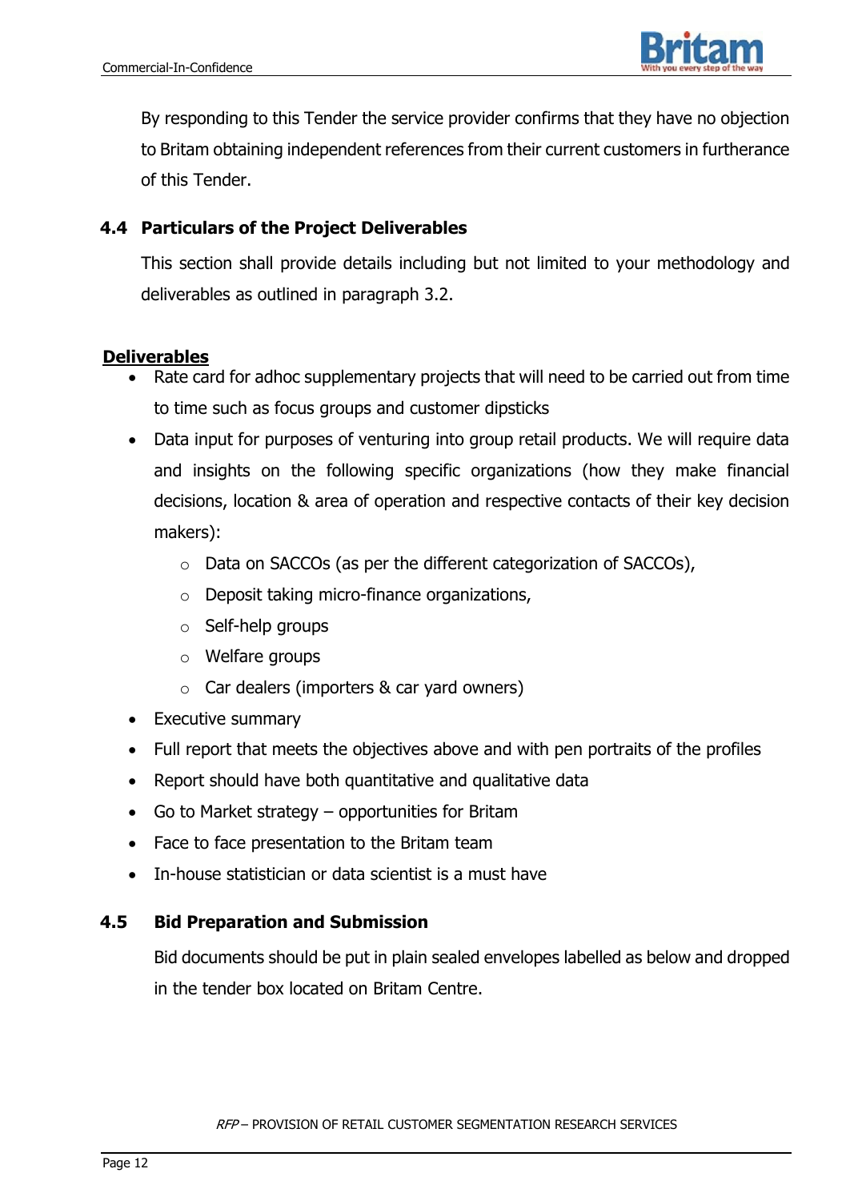By responding to this Tender the service provider confirms that they have no objection to Britam obtaining independent references from their current customers in furtherance of this Tender.

### 4.4 Particulars of the Project Deliverables

This section shall provide details including but not limited to your methodology and deliverables as outlined in paragraph 3.2.

**Deliverables**

- Rate card for adhoc supplementary projects that will need to be carried out from time to time such as focus groups and customer dipsticks
- Data input for purposes of venturing into group retail products. We will require data and insights on the following specific organizations (how they make financial decisions, location & area of operation and respective contacts of their key decision makers):
  - Data on SACCOs (as per the different categorization of SACCOs),
  - Deposit taking micro-finance organizations,
  - Self-help groups
  - Welfare groups
  - Car dealers (importers & car yard owners)
- Executive summary
- Full report that meets the objectives above and with pen portraits of the profiles
- Report should have both quantitative and qualitative data
- Go to Market strategy – opportunities for Britam
- Face to face presentation to the Britam team
- In-house statistician or data scientist is a must have

### 4.5 Bid Preparation and Submission

Bid documents should be put in plain sealed envelopes labelled as below and dropped in the tender box located on Britam Centre.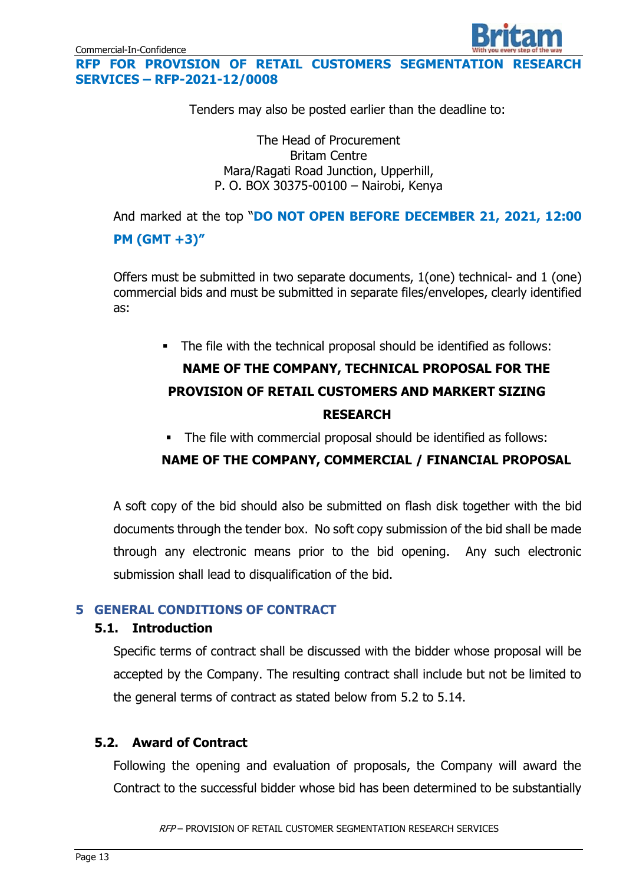Tenders may also be posted earlier than the deadline to:

The Head of Procurement
Britam Centre
Mara/Ragati Road Junction, Upperhill,
P. O. BOX 30375-00100 – Nairobi, Kenya

And marked at the top "**DO NOT OPEN BEFORE DECEMBER 21, 2021, 12:00 PM (GMT +3)**"

Offers must be submitted in two separate documents, 1(one) technical- and 1 (one) commercial bids and must be submitted in separate files/envelopes, clearly identified as:

- The file with the technical proposal should be identified as follows:
  **NAME OF THE COMPANY, TECHNICAL PROPOSAL FOR THE PROVISION OF RETAIL CUSTOMERS AND MARKERT SIZING RESEARCH**
- The file with commercial proposal should be identified as follows:
  **NAME OF THE COMPANY, COMMERCIAL / FINANCIAL PROPOSAL**

A soft copy of the bid should also be submitted on flash disk together with the bid documents through the tender box. No soft copy submission of the bid shall be made through any electronic means prior to the bid opening. Any such electronic submission shall lead to disqualification of the bid.

# 5 GENERAL CONDITIONS OF CONTRACT

## 5.1. Introduction

Specific terms of contract shall be discussed with the bidder whose proposal will be accepted by the Company. The resulting contract shall include but not be limited to the general terms of contract as stated below from 5.2 to 5.14.

## 5.2. Award of Contract

Following the opening and evaluation of proposals, the Company will award the Contract to the successful bidder whose bid has been determined to be substantially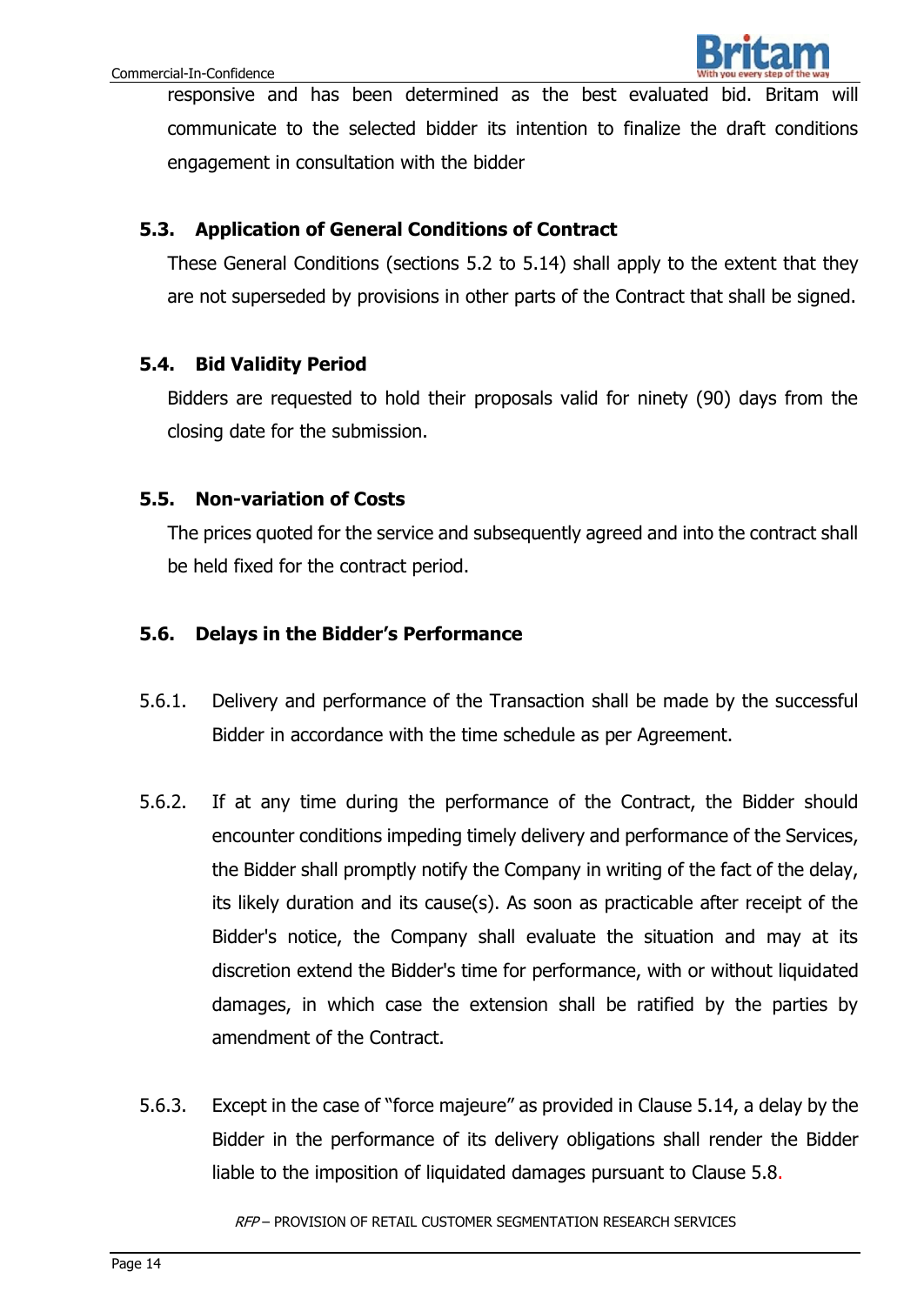responsive and has been determined as the best evaluated bid. Britam will communicate to the selected bidder its intention to finalize the draft conditions engagement in consultation with the bidder

### 5.3. Application of General Conditions of Contract

These General Conditions (sections 5.2 to 5.14) shall apply to the extent that they are not superseded by provisions in other parts of the Contract that shall be signed.

### 5.4. Bid Validity Period

Bidders are requested to hold their proposals valid for ninety (90) days from the closing date for the submission.

### 5.5. Non-variation of Costs

The prices quoted for the service and subsequently agreed and into the contract shall be held fixed for the contract period.

### 5.6. Delays in the Bidder's Performance

5.6.1. Delivery and performance of the Transaction shall be made by the successful Bidder in accordance with the time schedule as per Agreement.

5.6.2. If at any time during the performance of the Contract, the Bidder should encounter conditions impeding timely delivery and performance of the Services, the Bidder shall promptly notify the Company in writing of the fact of the delay, its likely duration and its cause(s). As soon as practicable after receipt of the Bidder's notice, the Company shall evaluate the situation and may at its discretion extend the Bidder's time for performance, with or without liquidated damages, in which case the extension shall be ratified by the parties by amendment of the Contract.

5.6.3. Except in the case of "force majeure" as provided in Clause 5.14, a delay by the Bidder in the performance of its delivery obligations shall render the Bidder liable to the imposition of liquidated damages pursuant to Clause 5.8.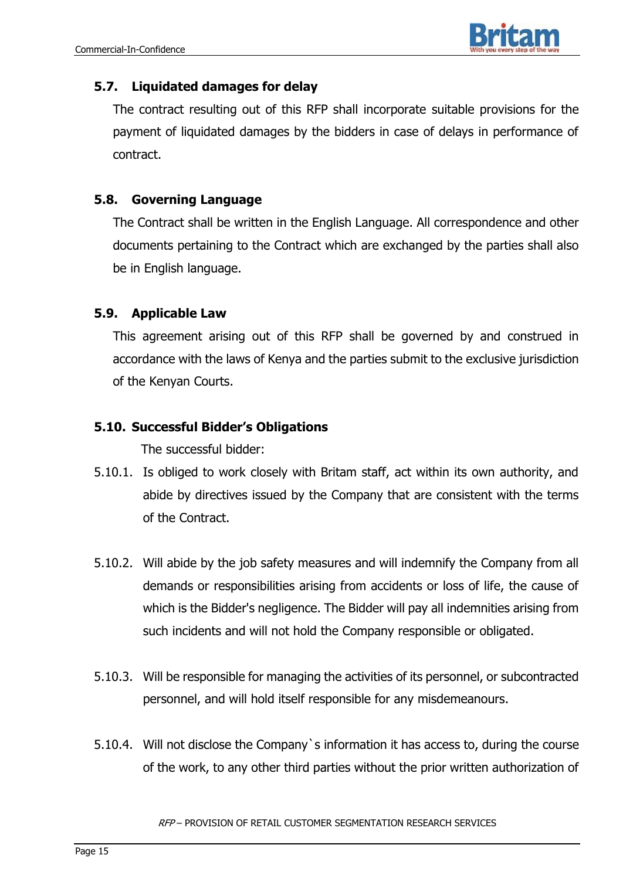### 5.7. Liquidated damages for delay

The contract resulting out of this RFP shall incorporate suitable provisions for the payment of liquidated damages by the bidders in case of delays in performance of contract.

### 5.8. Governing Language

The Contract shall be written in the English Language. All correspondence and other documents pertaining to the Contract which are exchanged by the parties shall also be in English language.

### 5.9. Applicable Law

This agreement arising out of this RFP shall be governed by and construed in accordance with the laws of Kenya and the parties submit to the exclusive jurisdiction of the Kenyan Courts.

### 5.10. Successful Bidder's Obligations

The successful bidder:

5.10.1. Is obliged to work closely with Britam staff, act within its own authority, and abide by directives issued by the Company that are consistent with the terms of the Contract.

5.10.2. Will abide by the job safety measures and will indemnify the Company from all demands or responsibilities arising from accidents or loss of life, the cause of which is the Bidder's negligence. The Bidder will pay all indemnities arising from such incidents and will not hold the Company responsible or obligated.

5.10.3. Will be responsible for managing the activities of its personnel, or subcontracted personnel, and will hold itself responsible for any misdemeanours.

5.10.4. Will not disclose the Company`s information it has access to, during the course of the work, to any other third parties without the prior written authorization of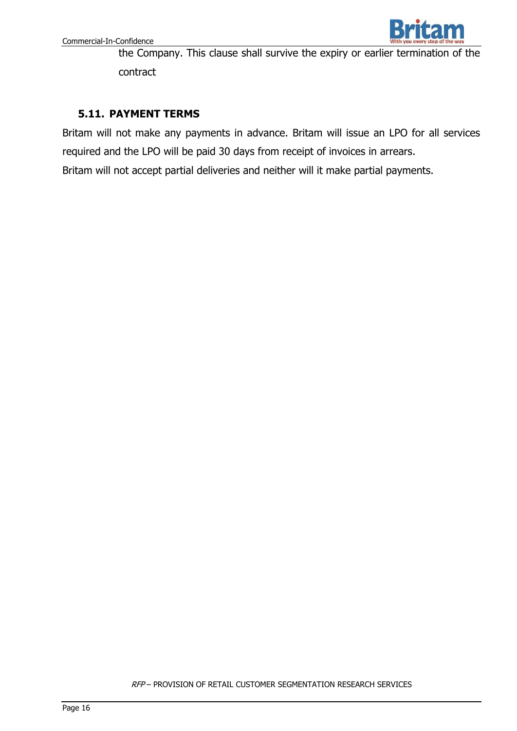the Company. This clause shall survive the expiry or earlier termination of the contract

### 5.11. PAYMENT TERMS

Britam will not make any payments in advance. Britam will issue an LPO for all services required and the LPO will be paid 30 days from receipt of invoices in arrears.

Britam will not accept partial deliveries and neither will it make partial payments.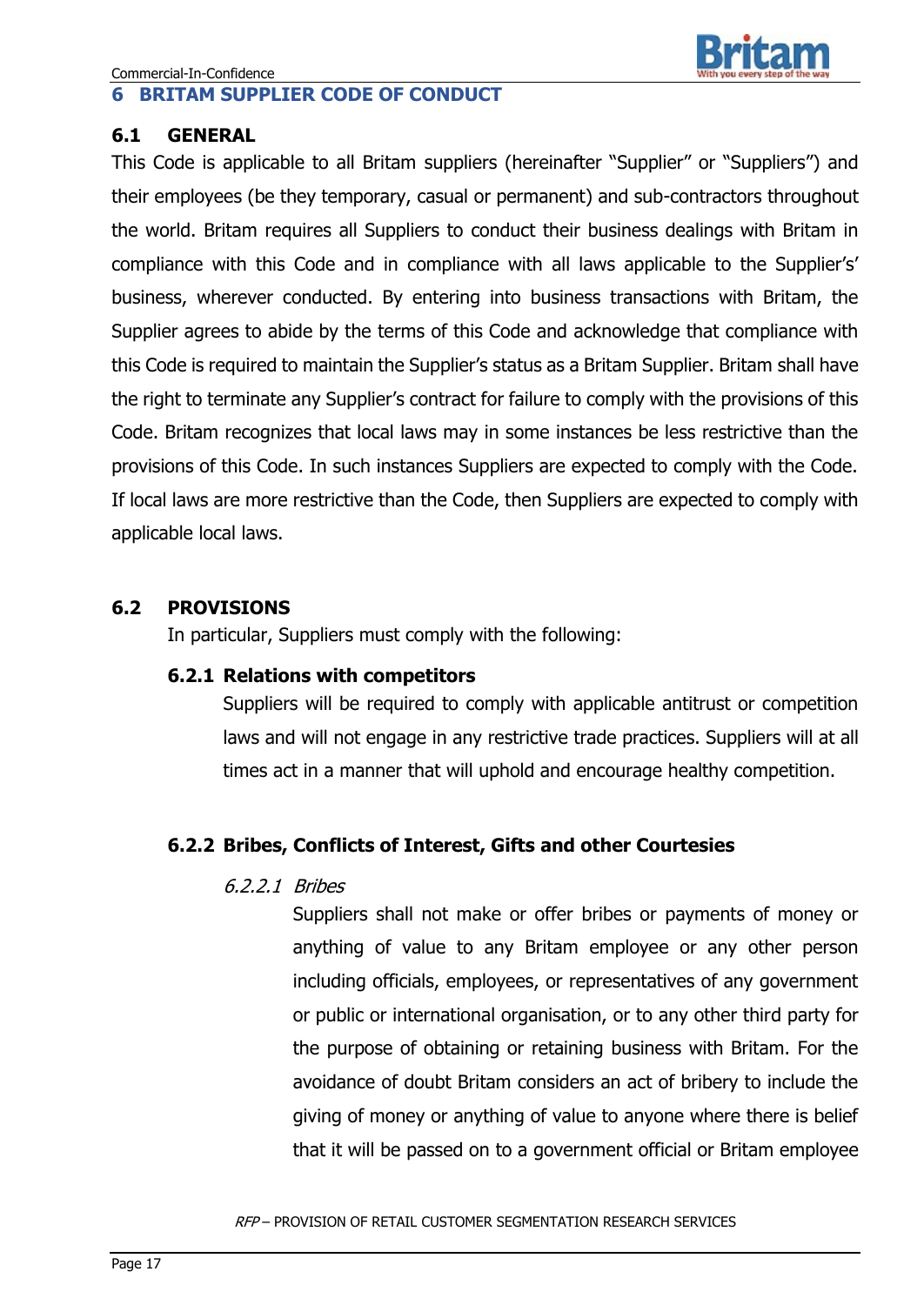## 6 BRITAM SUPPLIER CODE OF CONDUCT

### 6.1 GENERAL

This Code is applicable to all Britam suppliers (hereinafter "Supplier" or "Suppliers") and their employees (be they temporary, casual or permanent) and sub-contractors throughout the world. Britam requires all Suppliers to conduct their business dealings with Britam in compliance with this Code and in compliance with all laws applicable to the Supplier's' business, wherever conducted. By entering into business transactions with Britam, the Supplier agrees to abide by the terms of this Code and acknowledge that compliance with this Code is required to maintain the Supplier's status as a Britam Supplier. Britam shall have the right to terminate any Supplier's contract for failure to comply with the provisions of this Code. Britam recognizes that local laws may in some instances be less restrictive than the provisions of this Code. In such instances Suppliers are expected to comply with the Code. If local laws are more restrictive than the Code, then Suppliers are expected to comply with applicable local laws.

### 6.2 PROVISIONS

In particular, Suppliers must comply with the following:

#### 6.2.1 Relations with competitors

Suppliers will be required to comply with applicable antitrust or competition laws and will not engage in any restrictive trade practices. Suppliers will at all times act in a manner that will uphold and encourage healthy competition.

#### 6.2.2 Bribes, Conflicts of Interest, Gifts and other Courtesies

*6.2.2.1 Bribes*

Suppliers shall not make or offer bribes or payments of money or anything of value to any Britam employee or any other person including officials, employees, or representatives of any government or public or international organisation, or to any other third party for the purpose of obtaining or retaining business with Britam. For the avoidance of doubt Britam considers an act of bribery to include the giving of money or anything of value to anyone where there is belief that it will be passed on to a government official or Britam employee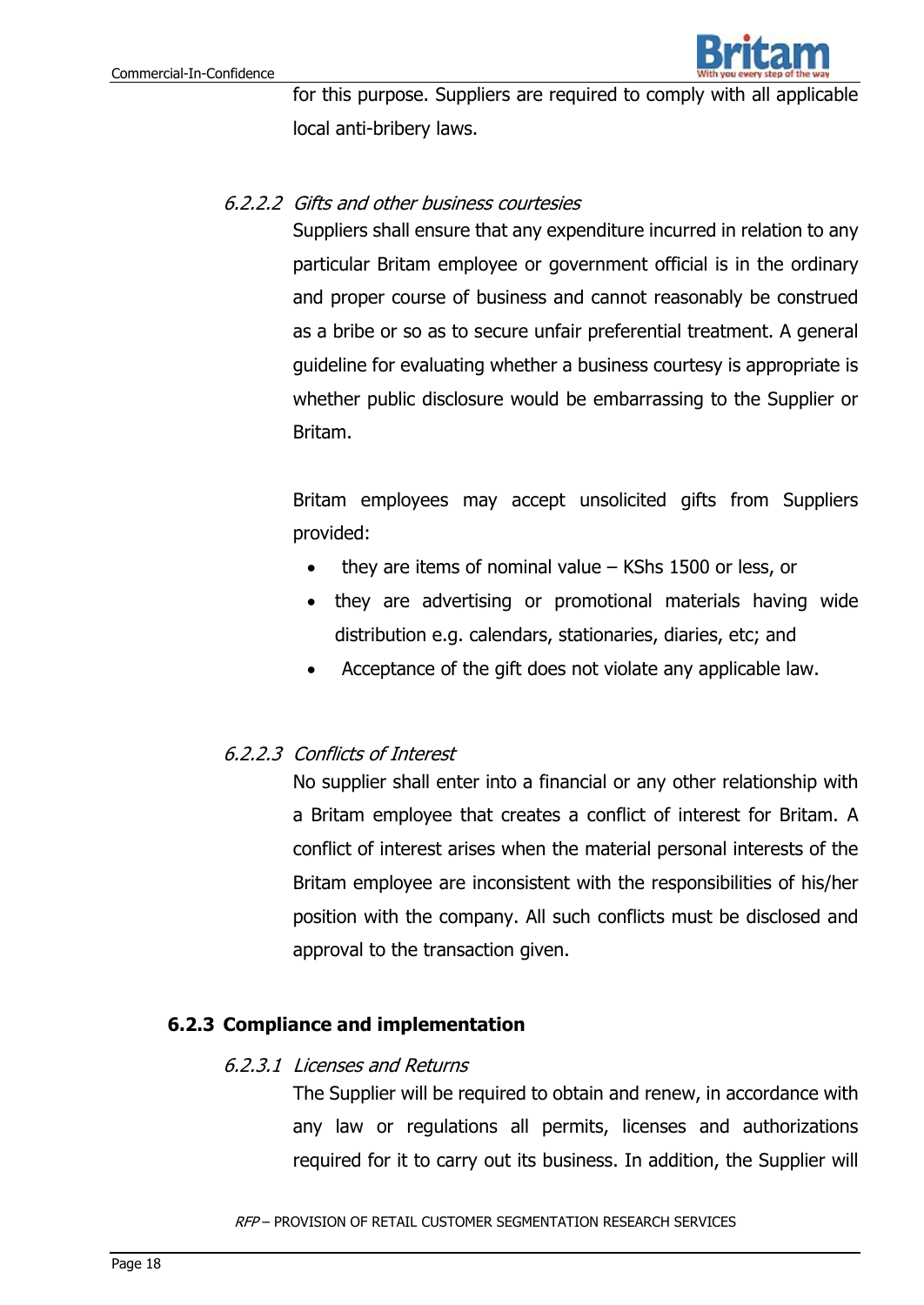for this purpose. Suppliers are required to comply with all applicable local anti-bribery laws.

#### *6.2.2.2 Gifts and other business courtesies*

Suppliers shall ensure that any expenditure incurred in relation to any particular Britam employee or government official is in the ordinary and proper course of business and cannot reasonably be construed as a bribe or so as to secure unfair preferential treatment. A general guideline for evaluating whether a business courtesy is appropriate is whether public disclosure would be embarrassing to the Supplier or Britam.

Britam employees may accept unsolicited gifts from Suppliers provided:

- they are items of nominal value – KShs 1500 or less, or
- they are advertising or promotional materials having wide distribution e.g. calendars, stationaries, diaries, etc; and
- Acceptance of the gift does not violate any applicable law.

#### *6.2.2.3 Conflicts of Interest*

No supplier shall enter into a financial or any other relationship with a Britam employee that creates a conflict of interest for Britam. A conflict of interest arises when the material personal interests of the Britam employee are inconsistent with the responsibilities of his/her position with the company. All such conflicts must be disclosed and approval to the transaction given.

### 6.2.3 Compliance and implementation

#### *6.2.3.1 Licenses and Returns*

The Supplier will be required to obtain and renew, in accordance with any law or regulations all permits, licenses and authorizations required for it to carry out its business. In addition, the Supplier will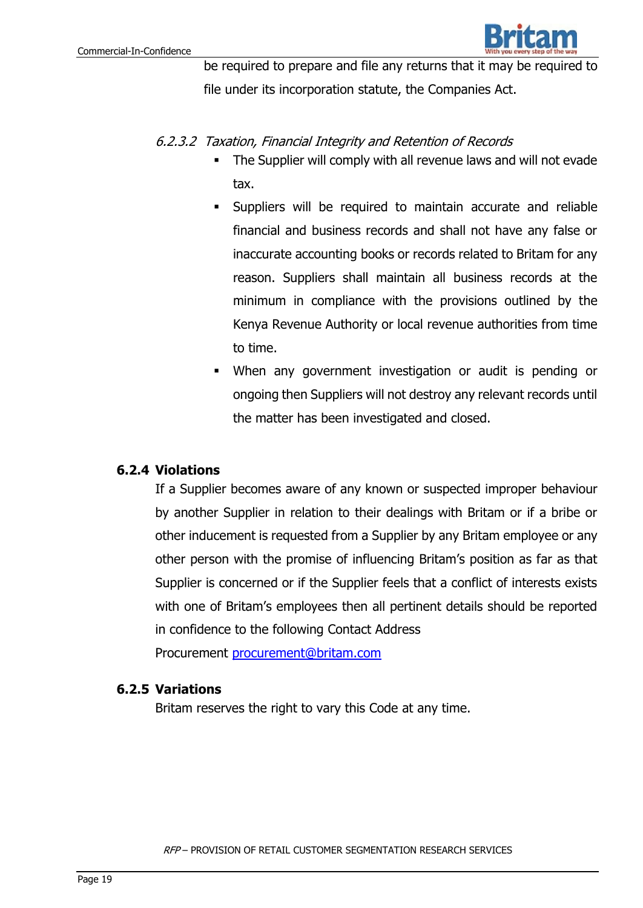be required to prepare and file any returns that it may be required to file under its incorporation statute, the Companies Act.

#### *6.2.3.2 Taxation, Financial Integrity and Retention of Records*

- The Supplier will comply with all revenue laws and will not evade tax.
- Suppliers will be required to maintain accurate and reliable financial and business records and shall not have any false or inaccurate accounting books or records related to Britam for any reason. Suppliers shall maintain all business records at the minimum in compliance with the provisions outlined by the Kenya Revenue Authority or local revenue authorities from time to time.
- When any government investigation or audit is pending or ongoing then Suppliers will not destroy any relevant records until the matter has been investigated and closed.

### 6.2.4 Violations

If a Supplier becomes aware of any known or suspected improper behaviour by another Supplier in relation to their dealings with Britam or if a bribe or other inducement is requested from a Supplier by any Britam employee or any other person with the promise of influencing Britam's position as far as that Supplier is concerned or if the Supplier feels that a conflict of interests exists with one of Britam's employees then all pertinent details should be reported in confidence to the following Contact Address

Procurement procurement@britam.com

### 6.2.5 Variations

Britam reserves the right to vary this Code at any time.